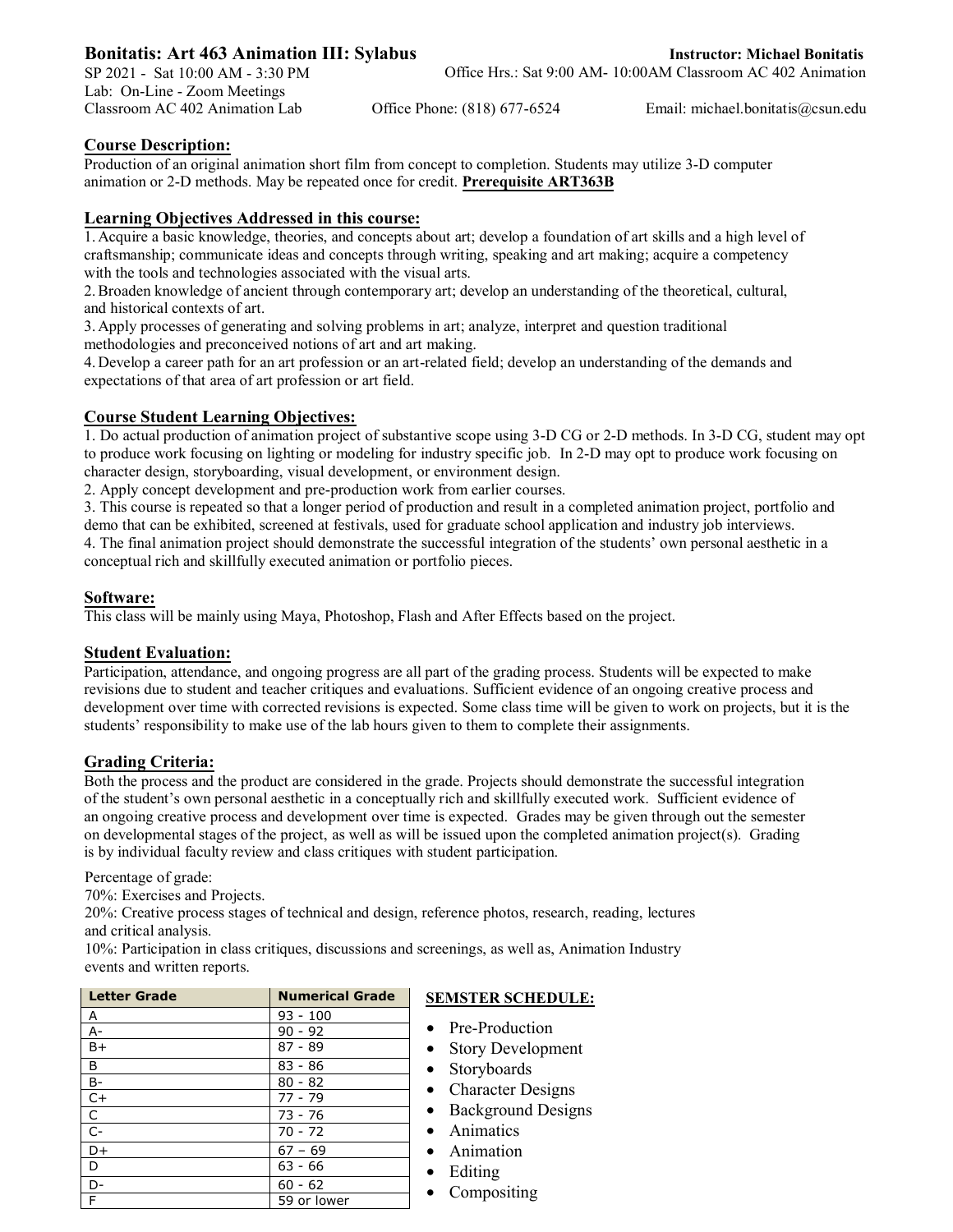**Bonitatis: Art 463 Animation III: Sylabus**

**Instructor: Michael Bonitatis**

SP 2021 - Sat 10:00 AM - 3:30 PM

Office Hrs.: Sat 9:00 AM- 10:00AM Classroom AC 402 Animation

Lab: On-Line - Zoom Meetings

Classroom AC 402 Animation Lab

Office Phone: (818) 677-6524

Email: michael.bonitatis@csun.edu

## Course Description:

Production of an original animation short film from concept to completion. Students may utilize 3-D computer animation or 2-D methods. May be repeated once for credit. **Prerequisite ART363B**

## Learning Objectives Addressed in this course:

1. Acquire a basic knowledge, theories, and concepts about art; develop a foundation of art skills and a high level of craftsmanship; communicate ideas and concepts through writing, speaking and art making; acquire a competency with the tools and technologies associated with the visual arts.
2. Broaden knowledge of ancient through contemporary art; develop an understanding of the theoretical, cultural, and historical contexts of art.
3. Apply processes of generating and solving problems in art; analyze, interpret and question traditional methodologies and preconceived notions of art and art making.
4. Develop a career path for an art profession or an art-related field; develop an understanding of the demands and expectations of that area of art profession or art field.

## Course Student Learning Objectives:

1. Do actual production of animation project of substantive scope using 3-D CG or 2-D methods. In 3-D CG, student may opt to produce work focusing on lighting or modeling for industry specific job. In 2-D may opt to produce work focusing on character design, storyboarding, visual development, or environment design.
2. Apply concept development and pre-production work from earlier courses.
3. This course is repeated so that a longer period of production and result in a completed animation project, portfolio and demo that can be exhibited, screened at festivals, used for graduate school application and industry job interviews.
4. The final animation project should demonstrate the successful integration of the students' own personal aesthetic in a conceptual rich and skillfully executed animation or portfolio pieces.

## Software:

This class will be mainly using Maya, Photoshop, Flash and After Effects based on the project.

## Student Evaluation:

Participation, attendance, and ongoing progress are all part of the grading process. Students will be expected to make revisions due to student and teacher critiques and evaluations. Sufficient evidence of an ongoing creative process and development over time with corrected revisions is expected. Some class time will be given to work on projects, but it is the students' responsibility to make use of the lab hours given to them to complete their assignments.

## Grading Criteria:

Both the process and the product are considered in the grade. Projects should demonstrate the successful integration of the student's own personal aesthetic in a conceptually rich and skillfully executed work. Sufficient evidence of an ongoing creative process and development over time is expected. Grades may be given through out the semester on developmental stages of the project, as well as will be issued upon the completed animation project(s). Grading is by individual faculty review and class critiques with student participation.

Percentage of grade:
70%: Exercises and Projects.
20%: Creative process stages of technical and design, reference photos, research, reading, lectures and critical analysis.
10%: Participation in class critiques, discussions and screenings, as well as, Animation Industry events and written reports.

| Letter Grade | Numerical Grade |
|---|---|
| A | 93 - 100 |
| A- | 90 - 92 |
| B+ | 87 - 89 |
| B | 83 - 86 |
| B- | 80 - 82 |
| C+ | 77 - 79 |
| C | 73 - 76 |
| C- | 70 - 72 |
| D+ | 67 – 69 |
| D | 63 - 66 |
| D- | 60 - 62 |
| F | 59 or lower |

**SEMSTER SCHEDULE:**

- Pre-Production
- Story Development
- Storyboards
- Character Designs
- Background Designs
- Animatics
- Animation
- Editing
- Compositing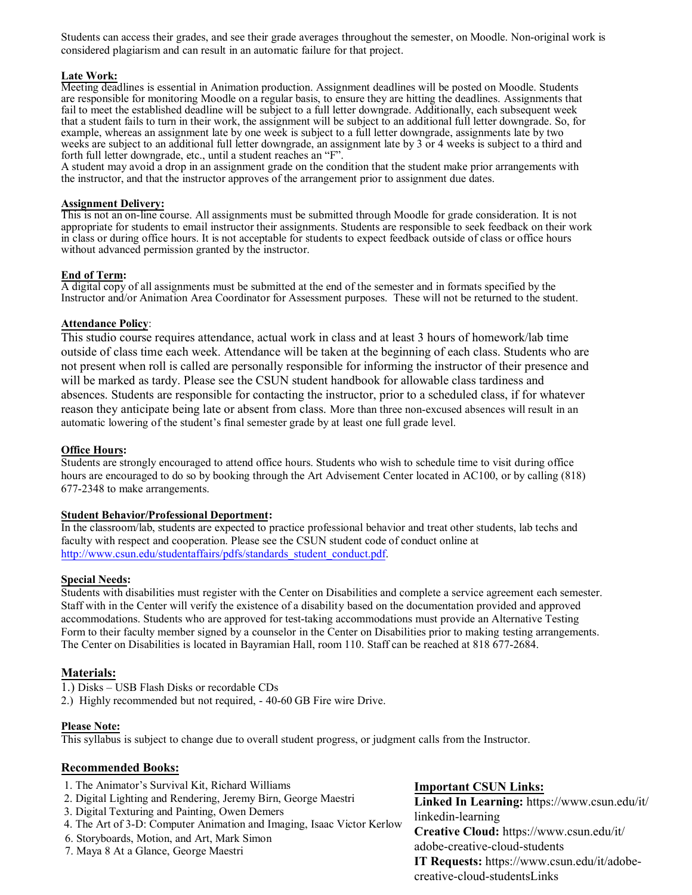Students can access their grades, and see their grade averages throughout the semester, on Moodle. Non-original work is considered plagiarism and can result in an automatic failure for that project.

**Late Work:**
Meeting deadlines is essential in Animation production. Assignment deadlines will be posted on Moodle. Students are responsible for monitoring Moodle on a regular basis, to ensure they are hitting the deadlines. Assignments that fail to meet the established deadline will be subject to a full letter downgrade. Additionally, each subsequent week that a student fails to turn in their work, the assignment will be subject to an additional full letter downgrade. So, for example, whereas an assignment late by one week is subject to a full letter downgrade, assignments late by two weeks are subject to an additional full letter downgrade, an assignment late by 3 or 4 weeks is subject to a third and forth full letter downgrade, etc., until a student reaches an "F".
A student may avoid a drop in an assignment grade on the condition that the student make prior arrangements with the instructor, and that the instructor approves of the arrangement prior to assignment due dates.

**Assignment Delivery:**
This is not an on-line course. All assignments must be submitted through Moodle for grade consideration. It is not appropriate for students to email instructor their assignments. Students are responsible to seek feedback on their work in class or during office hours. It is not acceptable for students to expect feedback outside of class or office hours without advanced permission granted by the instructor.

**End of Term:**
A digital copy of all assignments must be submitted at the end of the semester and in formats specified by the Instructor and/or Animation Area Coordinator for Assessment purposes. These will not be returned to the student.

**Attendance Policy**:
This studio course requires attendance, actual work in class and at least 3 hours of homework/lab time outside of class time each week. Attendance will be taken at the beginning of each class. Students who are not present when roll is called are personally responsible for informing the instructor of their presence and will be marked as tardy. Please see the CSUN student handbook for allowable class tardiness and absences. Students are responsible for contacting the instructor, prior to a scheduled class, if for whatever reason they anticipate being late or absent from class. More than three non-excused absences will result in an automatic lowering of the student's final semester grade by at least one full grade level.

**Office Hours:**
Students are strongly encouraged to attend office hours. Students who wish to schedule time to visit during office hours are encouraged to do so by booking through the Art Advisement Center located in AC100, or by calling (818) 677-2348 to make arrangements.

**Student Behavior/Professional Deportment:**
In the classroom/lab, students are expected to practice professional behavior and treat other students, lab techs and faculty with respect and cooperation. Please see the CSUN student code of conduct online at http://www.csun.edu/studentaffairs/pdfs/standards_student_conduct.pdf.

**Special Needs:**
Students with disabilities must register with the Center on Disabilities and complete a service agreement each semester. Staff with in the Center will verify the existence of a disability based on the documentation provided and approved accommodations. Students who are approved for test-taking accommodations must provide an Alternative Testing Form to their faculty member signed by a counselor in the Center on Disabilities prior to making testing arrangements. The Center on Disabilities is located in Bayramian Hall, room 110. Staff can be reached at 818 677-2684.

**Materials:**
1.) Disks – USB Flash Disks or recordable CDs
2.) Highly recommended but not required, - 40-60 GB Fire wire Drive.

**Please Note:**
This syllabus is subject to change due to overall student progress, or judgment calls from the Instructor.

**Recommended Books:**
1. The Animator's Survival Kit, Richard Williams
2. Digital Lighting and Rendering, Jeremy Birn, George Maestri
3. Digital Texturing and Painting, Owen Demers
4. The Art of 3-D: Computer Animation and Imaging, Isaac Victor Kerlow
6. Storyboards, Motion, and Art, Mark Simon
7. Maya 8 At a Glance, George Maestri

**Important CSUN Links:**
**Linked In Learning:** https://www.csun.edu/it/linkedin-learning
**Creative Cloud:** https://www.csun.edu/it/adobe-creative-cloud-students
**IT Requests:** https://www.csun.edu/it/adobe-creative-cloud-studentsLinks